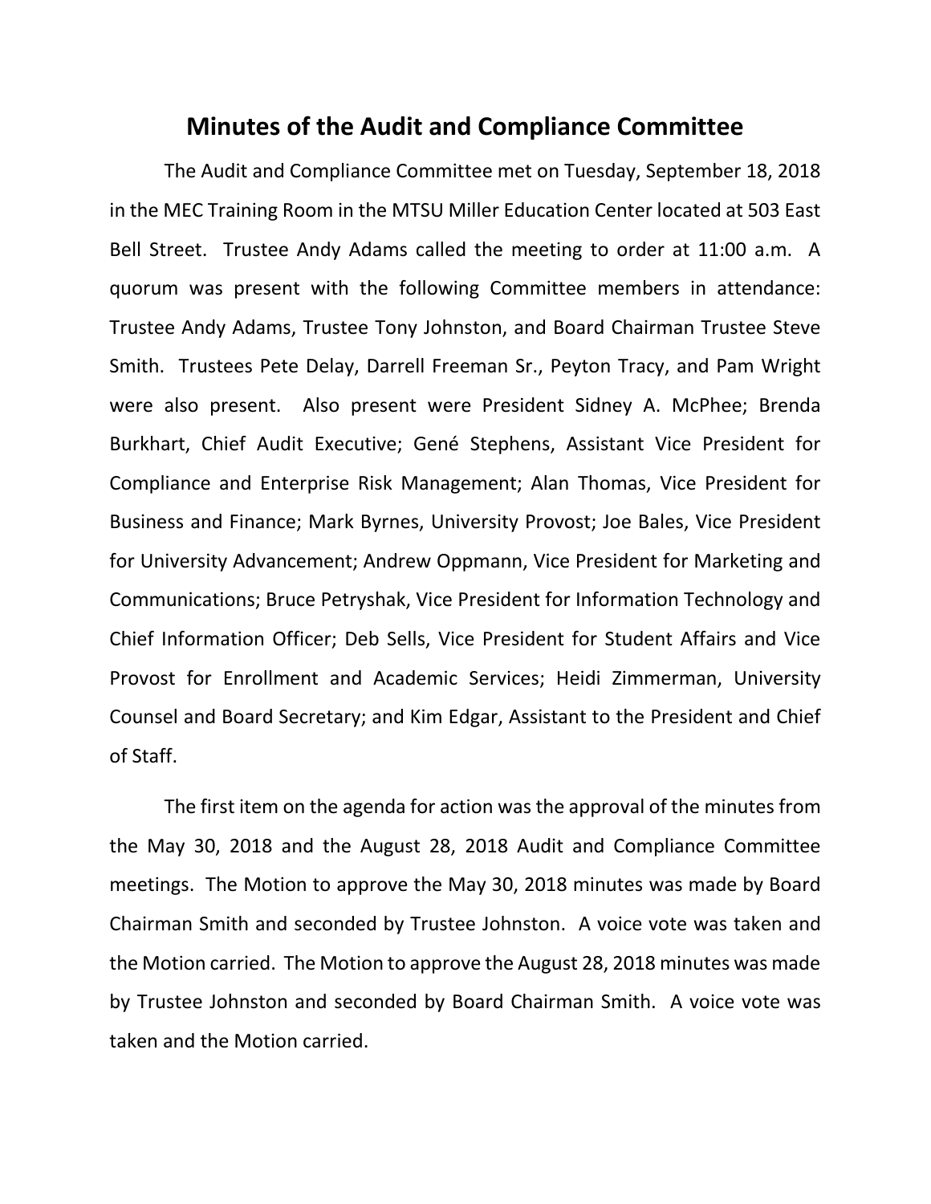# Minutes of the Audit and Compliance Committee

The Audit and Compliance Committee met on Tuesday, September 18, 2018 in the MEC Training Room in the MTSU Miller Education Center located at 503 East Bell Street. Trustee Andy Adams called the meeting to order at 11:00 a.m. A quorum was present with the following Committee members in attendance: Trustee Andy Adams, Trustee Tony Johnston, and Board Chairman Trustee Steve Smith. Trustees Pete Delay, Darrell Freeman Sr., Peyton Tracy, and Pam Wright were also present. Also present were President Sidney A. McPhee; Brenda Burkhart, Chief Audit Executive; Gené Stephens, Assistant Vice President for Compliance and Enterprise Risk Management; Alan Thomas, Vice President for Business and Finance; Mark Byrnes, University Provost; Joe Bales, Vice President for University Advancement; Andrew Oppmann, Vice President for Marketing and Communications; Bruce Petryshak, Vice President for Information Technology and Chief Information Officer; Deb Sells, Vice President for Student Affairs and Vice Provost for Enrollment and Academic Services; Heidi Zimmerman, University Counsel and Board Secretary; and Kim Edgar, Assistant to the President and Chief of Staff.

The first item on the agenda for action was the approval of the minutes from the May 30, 2018 and the August 28, 2018 Audit and Compliance Committee meetings. The Motion to approve the May 30, 2018 minutes was made by Board Chairman Smith and seconded by Trustee Johnston. A voice vote was taken and the Motion carried. The Motion to approve the August 28, 2018 minutes was made by Trustee Johnston and seconded by Board Chairman Smith. A voice vote was taken and the Motion carried.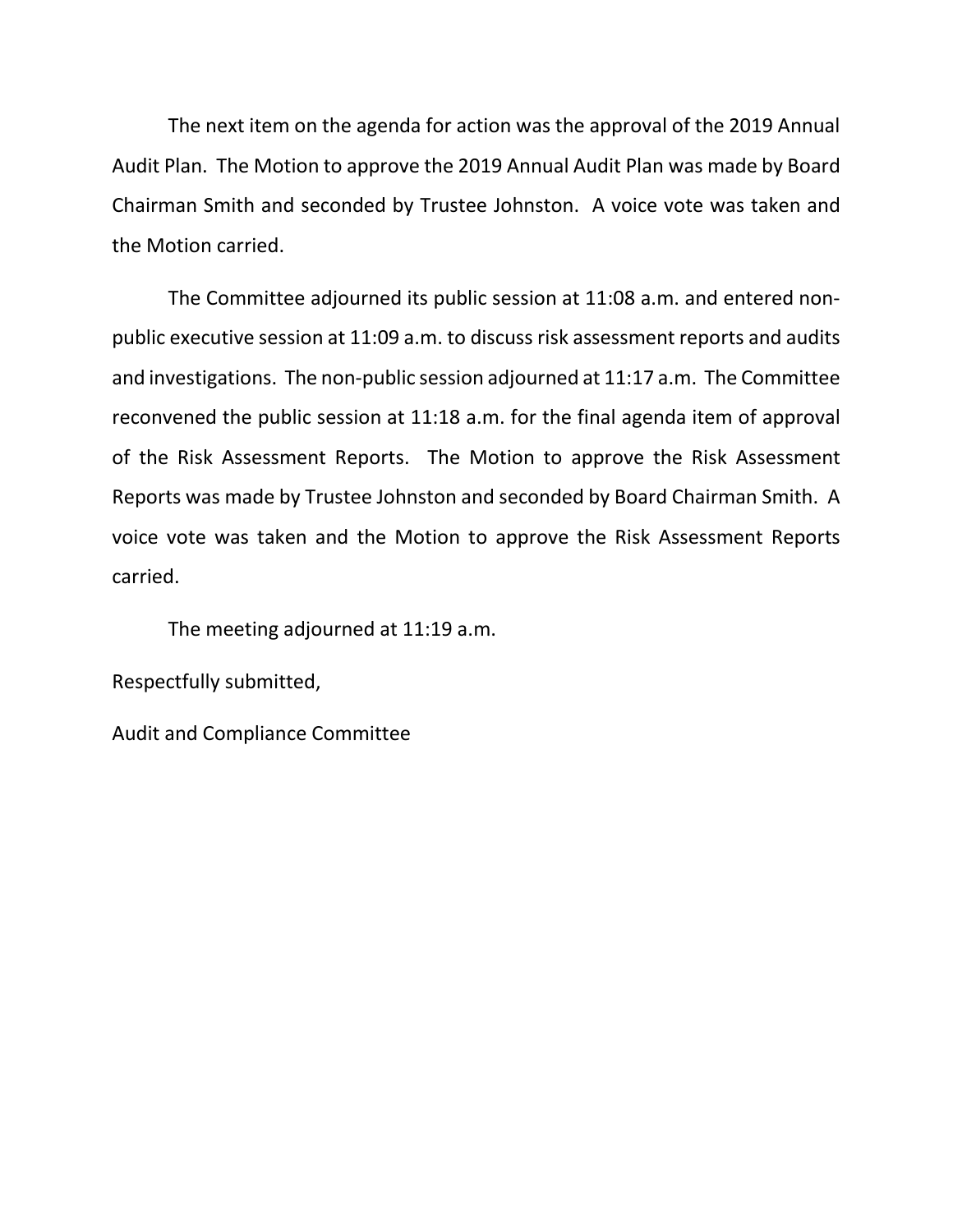The next item on the agenda for action was the approval of the 2019 Annual Audit Plan. The Motion to approve the 2019 Annual Audit Plan was made by Board Chairman Smith and seconded by Trustee Johnston. A voice vote was taken and the Motion carried.

The Committee adjourned its public session at 11:08 a.m. and entered non-public executive session at 11:09 a.m. to discuss risk assessment reports and audits and investigations. The non-public session adjourned at 11:17 a.m. The Committee reconvened the public session at 11:18 a.m. for the final agenda item of approval of the Risk Assessment Reports. The Motion to approve the Risk Assessment Reports was made by Trustee Johnston and seconded by Board Chairman Smith. A voice vote was taken and the Motion to approve the Risk Assessment Reports carried.

The meeting adjourned at 11:19 a.m.

Respectfully submitted,

Audit and Compliance Committee